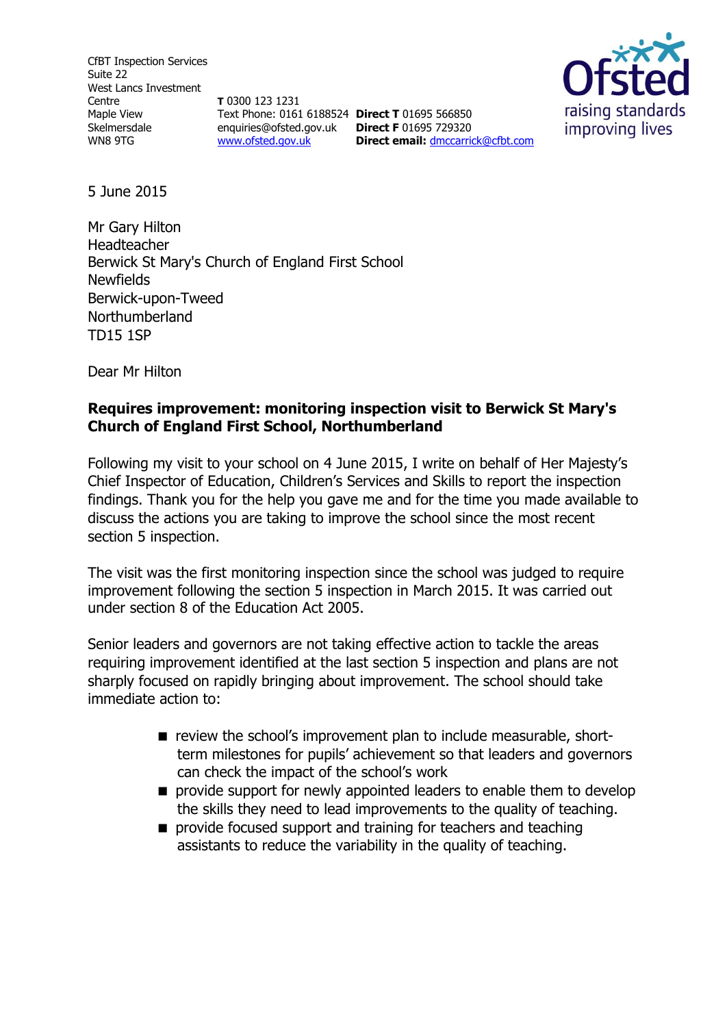CfBT Inspection Services
Suite 22
West Lancs Investment Centre
Maple View
Skelmersdale
WN8 9TG

**T** 0300 123 1231
Text Phone: 0161 6188524
enquiries@ofsted.gov.uk
www.ofsted.gov.uk

**Direct T** 01695 566850
**Direct F** 01695 729320
**Direct email:** dmccarrick@cfbt.com

Ofsted
raising standards
improving lives

5 June 2015

Mr Gary Hilton
Headteacher
Berwick St Mary's Church of England First School
Newfields
Berwick-upon-Tweed
Northumberland
TD15 1SP

Dear Mr Hilton

**Requires improvement: monitoring inspection visit to Berwick St Mary's Church of England First School, Northumberland**

Following my visit to your school on 4 June 2015, I write on behalf of Her Majesty's Chief Inspector of Education, Children's Services and Skills to report the inspection findings. Thank you for the help you gave me and for the time you made available to discuss the actions you are taking to improve the school since the most recent section 5 inspection.

The visit was the first monitoring inspection since the school was judged to require improvement following the section 5 inspection in March 2015. It was carried out under section 8 of the Education Act 2005.

Senior leaders and governors are not taking effective action to tackle the areas requiring improvement identified at the last section 5 inspection and plans are not sharply focused on rapidly bringing about improvement. The school should take immediate action to:

- review the school's improvement plan to include measurable, short-term milestones for pupils' achievement so that leaders and governors can check the impact of the school's work
- provide support for newly appointed leaders to enable them to develop the skills they need to lead improvements to the quality of teaching.
- provide focused support and training for teachers and teaching assistants to reduce the variability in the quality of teaching.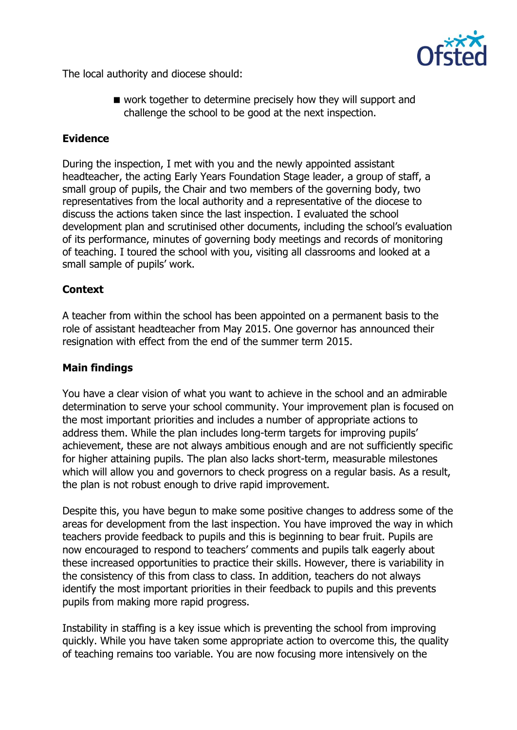The local authority and diocese should:

- work together to determine precisely how they will support and challenge the school to be good at the next inspection.

**Evidence**

During the inspection, I met with you and the newly appointed assistant headteacher, the acting Early Years Foundation Stage leader, a group of staff, a small group of pupils, the Chair and two members of the governing body, two representatives from the local authority and a representative of the diocese to discuss the actions taken since the last inspection. I evaluated the school development plan and scrutinised other documents, including the school's evaluation of its performance, minutes of governing body meetings and records of monitoring of teaching. I toured the school with you, visiting all classrooms and looked at a small sample of pupils' work.

**Context**

A teacher from within the school has been appointed on a permanent basis to the role of assistant headteacher from May 2015. One governor has announced their resignation with effect from the end of the summer term 2015.

**Main findings**

You have a clear vision of what you want to achieve in the school and an admirable determination to serve your school community. Your improvement plan is focused on the most important priorities and includes a number of appropriate actions to address them. While the plan includes long-term targets for improving pupils' achievement, these are not always ambitious enough and are not sufficiently specific for higher attaining pupils. The plan also lacks short-term, measurable milestones which will allow you and governors to check progress on a regular basis. As a result, the plan is not robust enough to drive rapid improvement.

Despite this, you have begun to make some positive changes to address some of the areas for development from the last inspection. You have improved the way in which teachers provide feedback to pupils and this is beginning to bear fruit. Pupils are now encouraged to respond to teachers' comments and pupils talk eagerly about these increased opportunities to practice their skills. However, there is variability in the consistency of this from class to class. In addition, teachers do not always identify the most important priorities in their feedback to pupils and this prevents pupils from making more rapid progress.

Instability in staffing is a key issue which is preventing the school from improving quickly. While you have taken some appropriate action to overcome this, the quality of teaching remains too variable. You are now focusing more intensively on the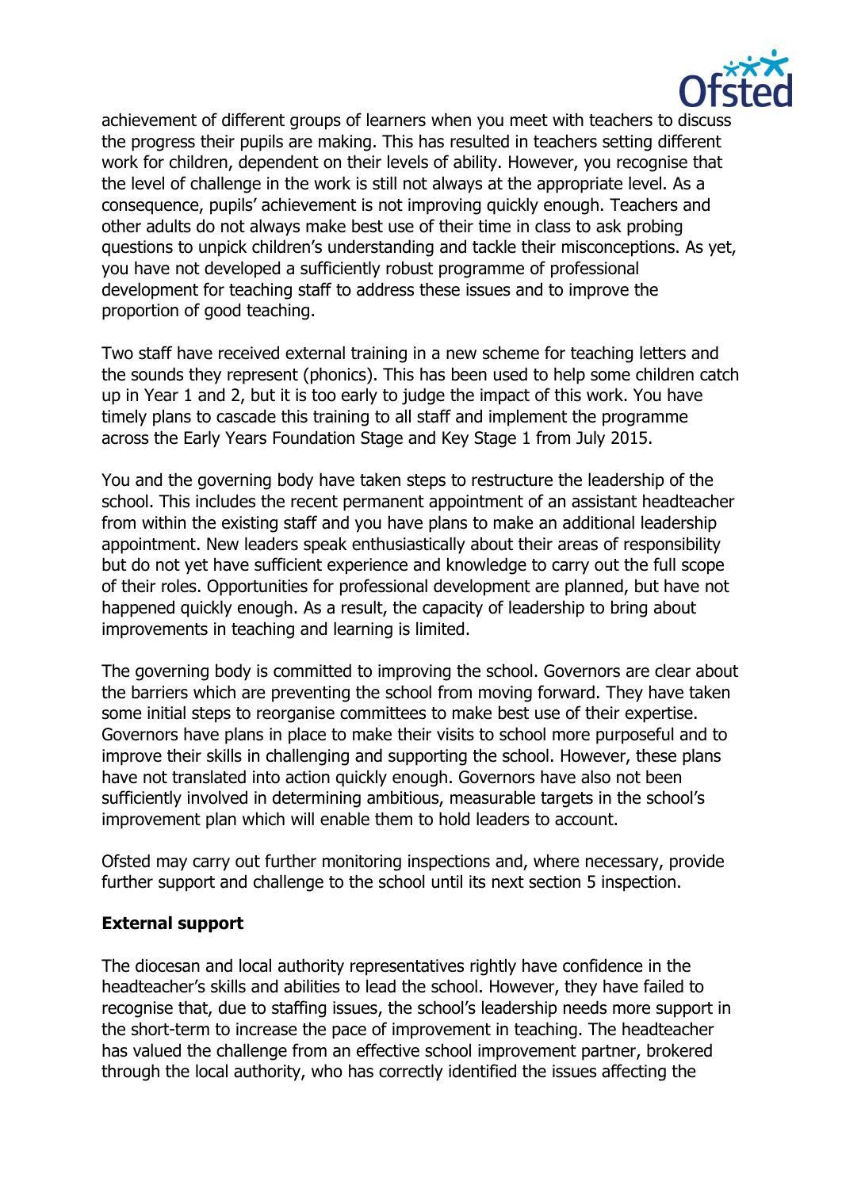achievement of different groups of learners when you meet with teachers to discuss the progress their pupils are making. This has resulted in teachers setting different work for children, dependent on their levels of ability. However, you recognise that the level of challenge in the work is still not always at the appropriate level. As a consequence, pupils' achievement is not improving quickly enough. Teachers and other adults do not always make best use of their time in class to ask probing questions to unpick children's understanding and tackle their misconceptions. As yet, you have not developed a sufficiently robust programme of professional development for teaching staff to address these issues and to improve the proportion of good teaching.

Two staff have received external training in a new scheme for teaching letters and the sounds they represent (phonics). This has been used to help some children catch up in Year 1 and 2, but it is too early to judge the impact of this work. You have timely plans to cascade this training to all staff and implement the programme across the Early Years Foundation Stage and Key Stage 1 from July 2015.

You and the governing body have taken steps to restructure the leadership of the school. This includes the recent permanent appointment of an assistant headteacher from within the existing staff and you have plans to make an additional leadership appointment. New leaders speak enthusiastically about their areas of responsibility but do not yet have sufficient experience and knowledge to carry out the full scope of their roles. Opportunities for professional development are planned, but have not happened quickly enough. As a result, the capacity of leadership to bring about improvements in teaching and learning is limited.

The governing body is committed to improving the school. Governors are clear about the barriers which are preventing the school from moving forward. They have taken some initial steps to reorganise committees to make best use of their expertise. Governors have plans in place to make their visits to school more purposeful and to improve their skills in challenging and supporting the school. However, these plans have not translated into action quickly enough. Governors have also not been sufficiently involved in determining ambitious, measurable targets in the school's improvement plan which will enable them to hold leaders to account.

Ofsted may carry out further monitoring inspections and, where necessary, provide further support and challenge to the school until its next section 5 inspection.

**External support**

The diocesan and local authority representatives rightly have confidence in the headteacher's skills and abilities to lead the school. However, they have failed to recognise that, due to staffing issues, the school's leadership needs more support in the short-term to increase the pace of improvement in teaching. The headteacher has valued the challenge from an effective school improvement partner, brokered through the local authority, who has correctly identified the issues affecting the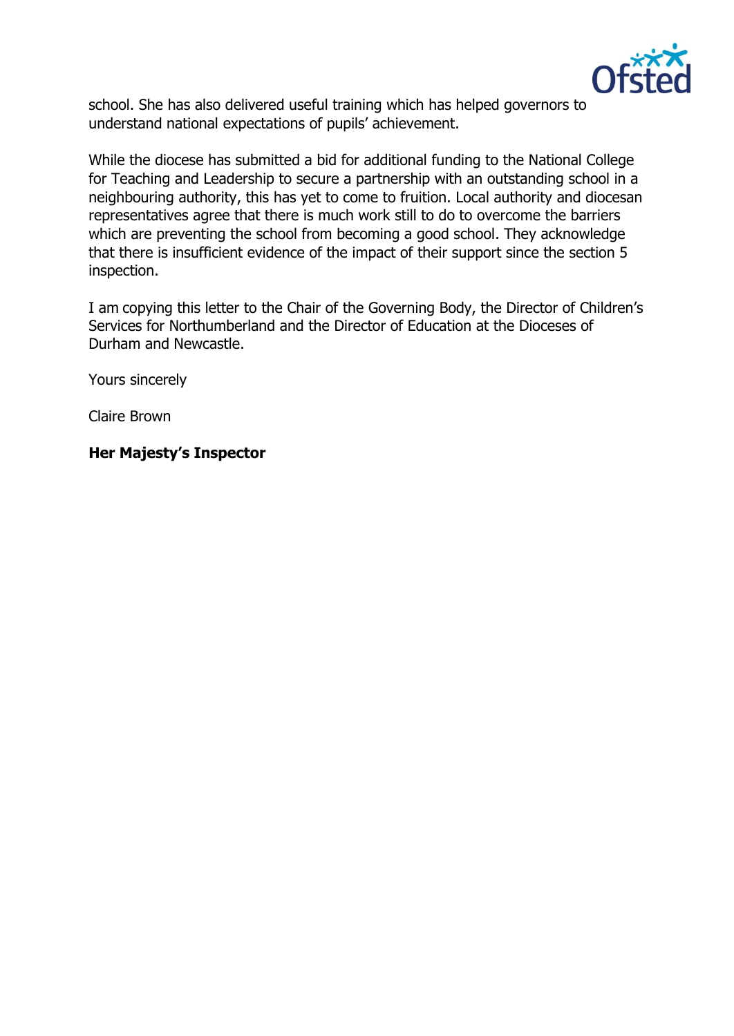school. She has also delivered useful training which has helped governors to understand national expectations of pupils' achievement.

While the diocese has submitted a bid for additional funding to the National College for Teaching and Leadership to secure a partnership with an outstanding school in a neighbouring authority, this has yet to come to fruition. Local authority and diocesan representatives agree that there is much work still to do to overcome the barriers which are preventing the school from becoming a good school. They acknowledge that there is insufficient evidence of the impact of their support since the section 5 inspection.

I am copying this letter to the Chair of the Governing Body, the Director of Children's Services for Northumberland and the Director of Education at the Dioceses of Durham and Newcastle.

Yours sincerely

Claire Brown

**Her Majesty's Inspector**